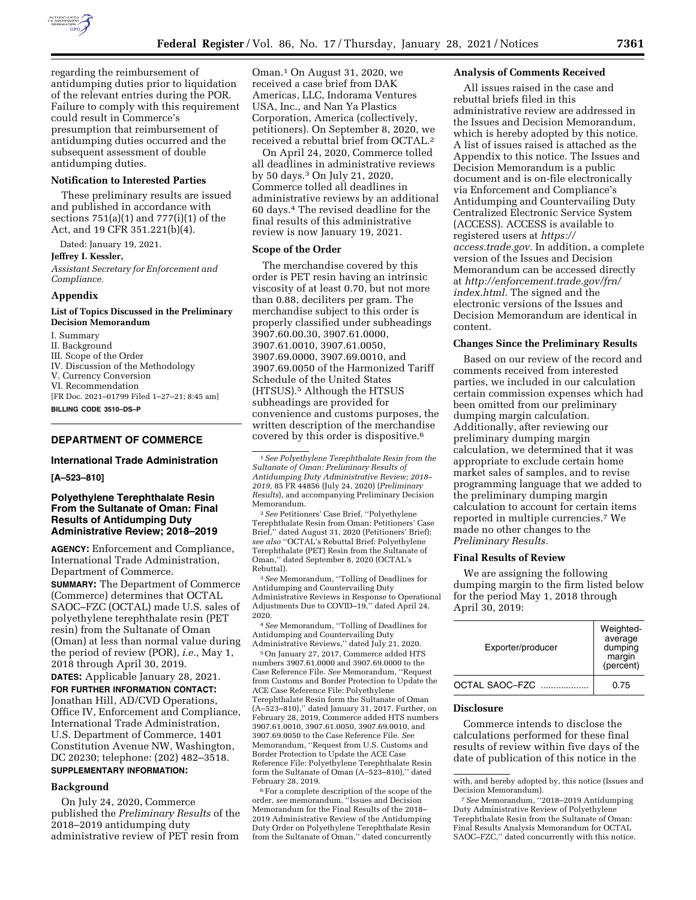regarding the reimbursement of antidumping duties prior to liquidation of the relevant entries during the POR. Failure to comply with this requirement could result in Commerce's presumption that reimbursement of antidumping duties occurred and the subsequent assessment of double antidumping duties.

### Notification to Interested Parties

These preliminary results are issued and published in accordance with sections 751(a)(1) and 777(i)(1) of the Act, and 19 CFR 351.221(b)(4).

Dated: January 19, 2021.

**Jeffrey I. Kessler,**

*Assistant Secretary for Enforcement and Compliance.*

### Appendix

#### List of Topics Discussed in the Preliminary Decision Memorandum

I. Summary
II. Background
III. Scope of the Order
IV. Discussion of the Methodology
V. Currency Conversion
VI. Recommendation

[FR Doc. 2021–01799 Filed 1–27–21; 8:45 am]

**BILLING CODE 3510–DS–P**

## DEPARTMENT OF COMMERCE

### International Trade Administration

**[A–523–810]**

### Polyethylene Terephthalate Resin From the Sultanate of Oman: Final Results of Antidumping Duty Administrative Review; 2018–2019

**AGENCY:** Enforcement and Compliance, International Trade Administration, Department of Commerce.

**SUMMARY:** The Department of Commerce (Commerce) determines that OCTAL SAOC–FZC (OCTAL) made U.S. sales of polyethylene terephthalate resin (PET resin) from the Sultanate of Oman (Oman) at less than normal value during the period of review (POR), *i.e.,* May 1, 2018 through April 30, 2019.

**DATES:** Applicable January 28, 2021.

**FOR FURTHER INFORMATION CONTACT:** Jonathan Hill, AD/CVD Operations, Office IV, Enforcement and Compliance, International Trade Administration, U.S. Department of Commerce, 1401 Constitution Avenue NW, Washington, DC 20230; telephone: (202) 482–3518.

**SUPPLEMENTARY INFORMATION:**

### Background

On July 24, 2020, Commerce published the *Preliminary Results* of the 2018–2019 antidumping duty administrative review of PET resin from Oman.[1] On August 31, 2020, we received a case brief from DAK Americas, LLC, Indorama Ventures USA, Inc., and Nan Ya Plastics Corporation, America (collectively, petitioners). On September 8, 2020, we received a rebuttal brief from OCTAL.[2]

On April 24, 2020, Commerce tolled all deadlines in administrative reviews by 50 days.[3] On July 21, 2020, Commerce tolled all deadlines in administrative reviews by an additional 60 days.[4] The revised deadline for the final results of this administrative review is now January 19, 2021.

### Scope of the Order

The merchandise covered by this order is PET resin having an intrinsic viscosity of at least 0.70, but not more than 0.88, deciliters per gram. The merchandise subject to this order is properly classified under subheadings 3907.60.00.30, 3907.61.0000, 3907.61.0010, 3907.61.0050, 3907.69.0000, 3907.69.0010, and 3907.69.0050 of the Harmonized Tariff Schedule of the United States (HTSUS).[5] Although the HTSUS subheadings are provided for convenience and customs purposes, the written description of the merchandise covered by this order is dispositive.[6]

### Analysis of Comments Received

All issues raised in the case and rebuttal briefs filed in this administrative review are addressed in the Issues and Decision Memorandum, which is hereby adopted by this notice. A list of issues raised is attached as the Appendix to this notice. The Issues and Decision Memorandum is a public document and is on-file electronically via Enforcement and Compliance's Antidumping and Countervailing Duty Centralized Electronic Service System (ACCESS). ACCESS is available to registered users at *https://access.trade.gov.* In addition, a complete version of the Issues and Decision Memorandum can be accessed directly at *http://enforcement.trade.gov/frn/index.html.* The signed and the electronic versions of the Issues and Decision Memorandum are identical in content.

### Changes Since the Preliminary Results

Based on our review of the record and comments received from interested parties, we included in our calculation certain commission expenses which had been omitted from our preliminary dumping margin calculation. Additionally, after reviewing our preliminary dumping margin calculation, we determined that it was appropriate to exclude certain home market sales of samples, and to revise programming language that we added to the preliminary dumping margin calculation to account for certain items reported in multiple currencies.[7] We made no other changes to the *Preliminary Results.*

### Final Results of Review

We are assigning the following dumping margin to the firm listed below for the period May 1, 2018 through April 30, 2019:

| Exporter/producer | Weighted-average dumping margin (percent) |
|---|---|
| OCTAL SAOC–FZC | 0.75 |

### Disclosure

Commerce intends to disclose the calculations performed for these final results of review within five days of the date of publication of this notice in the

---

[1] *See Polyethylene Terephthalate Resin from the Sultanate of Oman: Preliminary Results of Antidumping Duty Administrative Review; 2018–2019,* 85 FR 44856 (July 24, 2020) (*Preliminary Results*), and accompanying Preliminary Decision Memorandum.

[2] *See* Petitioners' Case Brief, "Polyethylene Terephthalate Resin from Oman: Petitioners' Case Brief," dated August 31, 2020 (Petitioners' Brief); *see also* "OCTAL's Rebuttal Brief: Polyethylene Terephthalate (PET) Resin from the Sultanate of Oman," dated September 8, 2020 (OCTAL's Rebuttal).

[3] *See* Memorandum, "Tolling of Deadlines for Antidumping and Countervailing Duty Administrative Reviews in Response to Operational Adjustments Due to COVID–19," dated April 24, 2020.

[4] *See* Memorandum, "Tolling of Deadlines for Antidumping and Countervailing Duty Administrative Reviews," dated July 21, 2020.

[5] On January 27, 2017, Commerce added HTS numbers 3907.61.0000 and 3907.69.0000 to the Case Reference File. *See* Memorandum, "Request from Customs and Border Protection to Update the ACE Case Reference File: Polyethylene Terephthalate Resin form the Sultanate of Oman (A–523–810)," dated January 31, 2017. Further, on February 28, 2019, Commerce added HTS numbers 3907.61.0010, 3907.61.0050, 3907.69.0010, and 3907.69.0050 to the Case Reference File. *See* Memorandum, "Request from U.S. Customs and Border Protection to Update the ACE Case Reference File: Polyethylene Terephthalate Resin form the Sultanate of Oman (A–523–810)," dated February 28, 2019.

[6] For a complete description of the scope of the order, *see* memorandum, "Issues and Decision Memorandum for the Final Results of the 2018–2019 Administrative Review of the Antidumping Duty Order on Polyethylene Terephthalate Resin from the Sultanate of Oman," dated concurrently with, and hereby adopted by, this notice (Issues and Decision Memorandum).

[7] *See* Memorandum, "2018–2019 Antidumping Duty Administrative Review of Polyethylene Terephthalate Resin from the Sultanate of Oman: Final Results Analysis Memorandum for OCTAL SAOC–FZC," dated concurrently with this notice.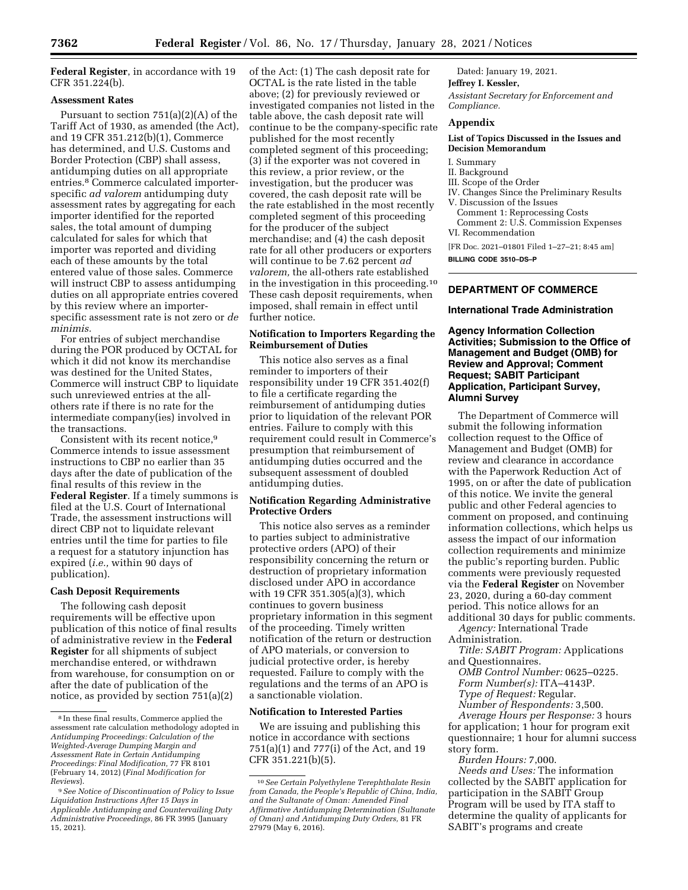**Federal Register**, in accordance with 19 CFR 351.224(b).

### Assessment Rates

Pursuant to section 751(a)(2)(A) of the Tariff Act of 1930, as amended (the Act), and 19 CFR 351.212(b)(1), Commerce has determined, and U.S. Customs and Border Protection (CBP) shall assess, antidumping duties on all appropriate entries.[8] Commerce calculated importer-specific *ad valorem* antidumping duty assessment rates by aggregating for each importer identified for the reported sales, the total amount of dumping calculated for sales for which that importer was reported and dividing each of these amounts by the total entered value of those sales. Commerce will instruct CBP to assess antidumping duties on all appropriate entries covered by this review where an importer-specific assessment rate is not zero or *de minimis.*

For entries of subject merchandise during the POR produced by OCTAL for which it did not know its merchandise was destined for the United States, Commerce will instruct CBP to liquidate such unreviewed entries at the all-others rate if there is no rate for the intermediate company(ies) involved in the transactions.

Consistent with its recent notice,[9] Commerce intends to issue assessment instructions to CBP no earlier than 35 days after the date of publication of the final results of this review in the **Federal Register**. If a timely summons is filed at the U.S. Court of International Trade, the assessment instructions will direct CBP not to liquidate relevant entries until the time for parties to file a request for a statutory injunction has expired (*i.e.,* within 90 days of publication).

### Cash Deposit Requirements

The following cash deposit requirements will be effective upon publication of this notice of final results of administrative review in the **Federal Register** for all shipments of subject merchandise entered, or withdrawn from warehouse, for consumption on or after the date of publication of the notice, as provided by section 751(a)(2) of the Act: (1) The cash deposit rate for OCTAL is the rate listed in the table above; (2) for previously reviewed or investigated companies not listed in the table above, the cash deposit rate will continue to be the company-specific rate published for the most recently completed segment of this proceeding; (3) if the exporter was not covered in this review, a prior review, or the investigation, but the producer was covered, the cash deposit rate will be the rate established in the most recently completed segment of this proceeding for the producer of the subject merchandise; and (4) the cash deposit rate for all other producers or exporters will continue to be 7.62 percent *ad valorem,* the all-others rate established in the investigation in this proceeding.[10] These cash deposit requirements, when imposed, shall remain in effect until further notice.

### Notification to Importers Regarding the Reimbursement of Duties

This notice also serves as a final reminder to importers of their responsibility under 19 CFR 351.402(f) to file a certificate regarding the reimbursement of antidumping duties prior to liquidation of the relevant POR entries. Failure to comply with this requirement could result in Commerce's presumption that reimbursement of antidumping duties occurred and the subsequent assessment of doubled antidumping duties.

### Notification Regarding Administrative Protective Orders

This notice also serves as a reminder to parties subject to administrative protective orders (APO) of their responsibility concerning the return or destruction of proprietary information disclosed under APO in accordance with 19 CFR 351.305(a)(3), which continues to govern business proprietary information in this segment of the proceeding. Timely written notification of the return or destruction of APO materials, or conversion to judicial protective order, is hereby requested. Failure to comply with the regulations and the terms of an APO is a sanctionable violation.

### Notification to Interested Parties

We are issuing and publishing this notice in accordance with sections 751(a)(1) and 777(i) of the Act, and 19 CFR 351.221(b)(5).

Dated: January 19, 2021.

**Jeffrey I. Kessler,**

*Assistant Secretary for Enforcement and Compliance.*

### Appendix

#### List of Topics Discussed in the Issues and Decision Memorandum

I. Summary
II. Background
III. Scope of the Order
IV. Changes Since the Preliminary Results
V. Discussion of the Issues
  Comment 1: Reprocessing Costs
  Comment 2: U.S. Commission Expenses
VI. Recommendation

[FR Doc. 2021–01801 Filed 1–27–21; 8:45 am]

**BILLING CODE 3510–DS–P**

---

[8] In these final results, Commerce applied the assessment rate calculation methodology adopted in *Antidumping Proceedings: Calculation of the Weighted-Average Dumping Margin and Assessment Rate in Certain Antidumping Proceedings: Final Modification,* 77 FR 8101 (February 14, 2012) (*Final Modification for Reviews*).

[9] *See Notice of Discontinuation of Policy to Issue Liquidation Instructions After 15 Days in Applicable Antidumping and Countervailing Duty Administrative Proceedings,* 86 FR 3995 (January 15, 2021).

[10] *See Certain Polyethylene Terephthalate Resin from Canada, the People's Republic of China, India, and the Sultanate of Oman: Amended Final Affirmative Antidumping Determination (Sultanate of Oman) and Antidumping Duty Orders,* 81 FR 27979 (May 6, 2016).

---

## DEPARTMENT OF COMMERCE

### International Trade Administration

### Agency Information Collection Activities; Submission to the Office of Management and Budget (OMB) for Review and Approval; Comment Request; SABIT Participant Application, Participant Survey, Alumni Survey

The Department of Commerce will submit the following information collection request to the Office of Management and Budget (OMB) for review and clearance in accordance with the Paperwork Reduction Act of 1995, on or after the date of publication of this notice. We invite the general public and other Federal agencies to comment on proposed, and continuing information collections, which helps us assess the impact of our information collection requirements and minimize the public's reporting burden. Public comments were previously requested via the **Federal Register** on November 23, 2020, during a 60-day comment period. This notice allows for an additional 30 days for public comments.

*Agency:* International Trade Administration.

*Title: SABIT Program:* Applications and Questionnaires.

*OMB Control Number:* 0625–0225.

*Form Number(s):* ITA–4143P.

*Type of Request:* Regular.

*Number of Respondents:* 3,500.

*Average Hours per Response:* 3 hours for application; 1 hour for program exit questionnaire; 1 hour for alumni success story form.

*Burden Hours:* 7,000.

*Needs and Uses:* The information collected by the SABIT application for participation in the SABIT Group Program will be used by ITA staff to determine the quality of applicants for SABIT's programs and create